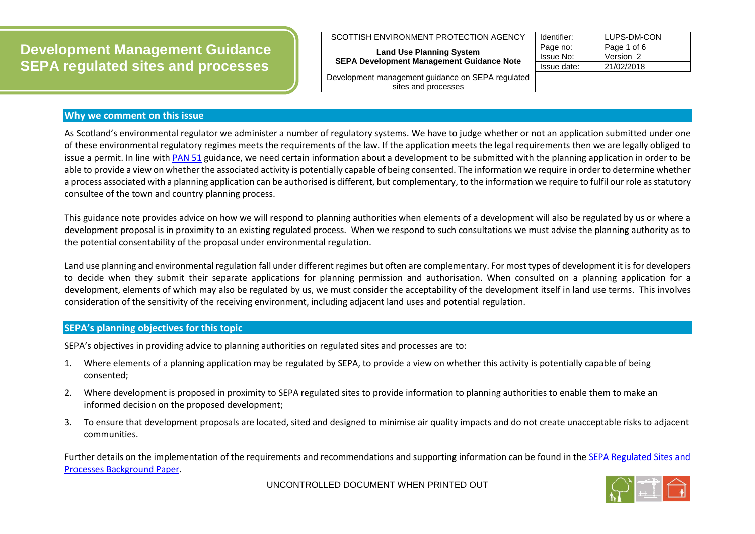# Development Management Guidance SEPA regulated sites and processes

| SCOTTISH ENVIRONMENT PROTECTION AGENCY | Identifier: | LUPS-DM-CON |
|---|---|---|
| **Land Use Planning System** **SEPA Development Management Guidance Note** | Page no: | Page 1 of 6 |
| | Issue No: | Version 2 |
| | Issue date: | 21/02/2018 |
| Development management guidance on SEPA regulated sites and processes | | |

## Why we comment on this issue

As Scotland's environmental regulator we administer a number of regulatory systems. We have to judge whether or not an application submitted under one of these environmental regulatory regimes meets the requirements of the law. If the application meets the legal requirements then we are legally obliged to issue a permit. In line with [PAN 51](#) guidance, we need certain information about a development to be submitted with the planning application in order to be able to provide a view on whether the associated activity is potentially capable of being consented. The information we require in order to determine whether a process associated with a planning application can be authorised is different, but complementary, to the information we require to fulfil our role as statutory consultee of the town and country planning process.

This guidance note provides advice on how we will respond to planning authorities when elements of a development will also be regulated by us or where a development proposal is in proximity to an existing regulated process. When we respond to such consultations we must advise the planning authority as to the potential consentability of the proposal under environmental regulation.

Land use planning and environmental regulation fall under different regimes but often are complementary. For most types of development it is for developers to decide when they submit their separate applications for planning permission and authorisation. When consulted on a planning application for a development, elements of which may also be regulated by us, we must consider the acceptability of the development itself in land use terms. This involves consideration of the sensitivity of the receiving environment, including adjacent land uses and potential regulation.

## SEPA's planning objectives for this topic

SEPA's objectives in providing advice to planning authorities on regulated sites and processes are to:

1. Where elements of a planning application may be regulated by SEPA, to provide a view on whether this activity is potentially capable of being consented;
2. Where development is proposed in proximity to SEPA regulated sites to provide information to planning authorities to enable them to make an informed decision on the proposed development;
3. To ensure that development proposals are located, sited and designed to minimise air quality impacts and do not create unacceptable risks to adjacent communities.

Further details on the implementation of the requirements and recommendations and supporting information can be found in the [SEPA Regulated Sites and Processes Background Paper](#).

UNCONTROLLED DOCUMENT WHEN PRINTED OUT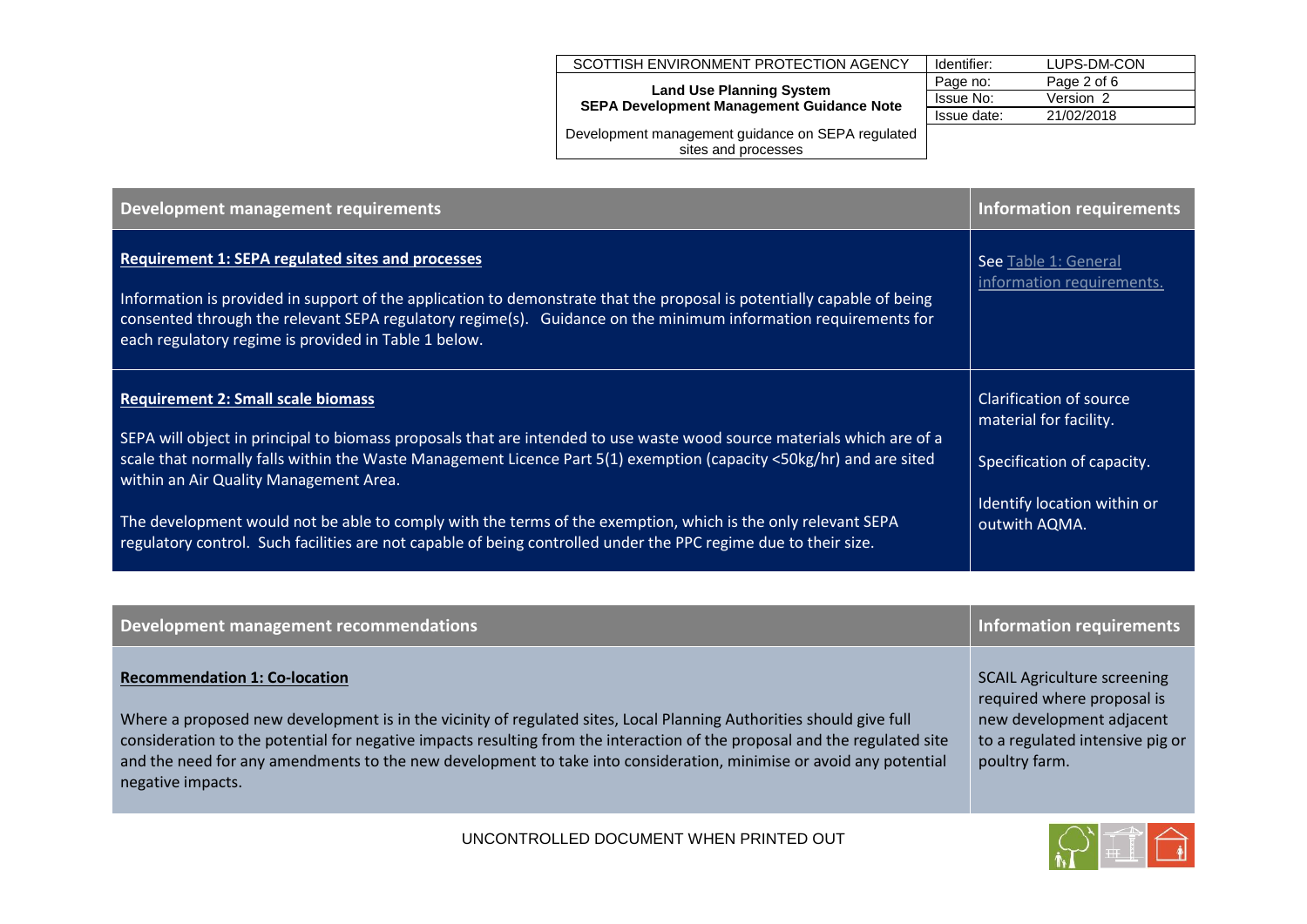| Development management requirements | Information requirements |
|---|---|
| **Requirement 1: SEPA regulated sites and processes**<br><br>Information is provided in support of the application to demonstrate that the proposal is potentially capable of being consented through the relevant SEPA regulatory regime(s). Guidance on the minimum information requirements for each regulatory regime is provided in Table 1 below. | See Table 1: General information requirements. |
| **Requirement 2: Small scale biomass**<br><br>SEPA will object in principal to biomass proposals that are intended to use waste wood source materials which are of a scale that normally falls within the Waste Management Licence Part 5(1) exemption (capacity <50kg/hr) and are sited within an Air Quality Management Area.<br><br>The development would not be able to comply with the terms of the exemption, which is the only relevant SEPA regulatory control. Such facilities are not capable of being controlled under the PPC regime due to their size. | Clarification of source material for facility.<br><br>Specification of capacity.<br><br>Identify location within or outwith AQMA. |

| Development management recommendations | Information requirements |
|---|---|
| **Recommendation 1: Co-location**<br><br>Where a proposed new development is in the vicinity of regulated sites, Local Planning Authorities should give full consideration to the potential for negative impacts resulting from the interaction of the proposal and the regulated site and the need for any amendments to the new development to take into consideration, minimise or avoid any potential negative impacts. | SCAIL Agriculture screening required where proposal is new development adjacent to a regulated intensive pig or poultry farm. |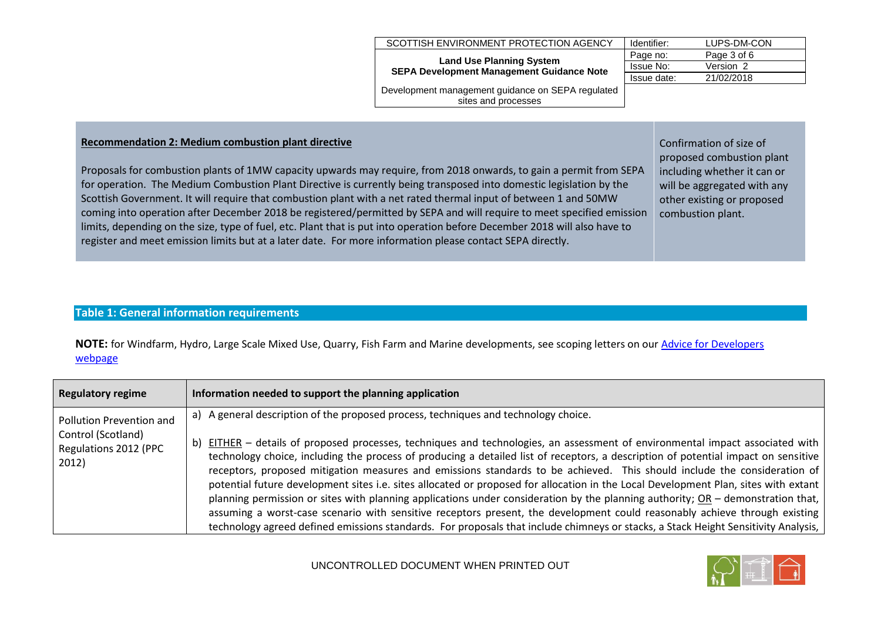| **Recommendation 2: Medium combustion plant directive**<br><br>Proposals for combustion plants of 1MW capacity upwards may require, from 2018 onwards, to gain a permit from SEPA for operation. The Medium Combustion Plant Directive is currently being transposed into domestic legislation by the Scottish Government. It will require that combustion plant with a net rated thermal input of between 1 and 50MW coming into operation after December 2018 be registered/permitted by SEPA and will require to meet specified emission limits, depending on the size, type of fuel, etc. Plant that is put into operation before December 2018 will also have to register and meet emission limits but at a later date. For more information please contact SEPA directly. | Confirmation of size of proposed combustion plant including whether it can or will be aggregated with any other existing or proposed combustion plant. |
|---|---|

## Table 1: General information requirements

**NOTE:** for Windfarm, Hydro, Large Scale Mixed Use, Quarry, Fish Farm and Marine developments, see scoping letters on our [Advice for Developers webpage]()

| Regulatory regime | Information needed to support the planning application |
|---|---|
| Pollution Prevention and Control (Scotland) Regulations 2012 (PPC 2012) | a) A general description of the proposed process, techniques and technology choice.<br><br>b) EITHER – details of proposed processes, techniques and technologies, an assessment of environmental impact associated with technology choice, including the process of producing a detailed list of receptors, a description of potential impact on sensitive receptors, proposed mitigation measures and emissions standards to be achieved. This should include the consideration of potential future development sites i.e. sites allocated or proposed for allocation in the Local Development Plan, sites with extant planning permission or sites with planning applications under consideration by the planning authority; OR – demonstration that, assuming a worst-case scenario with sensitive receptors present, the development could reasonably achieve through existing technology agreed defined emissions standards. For proposals that include chimneys or stacks, a Stack Height Sensitivity Analysis, |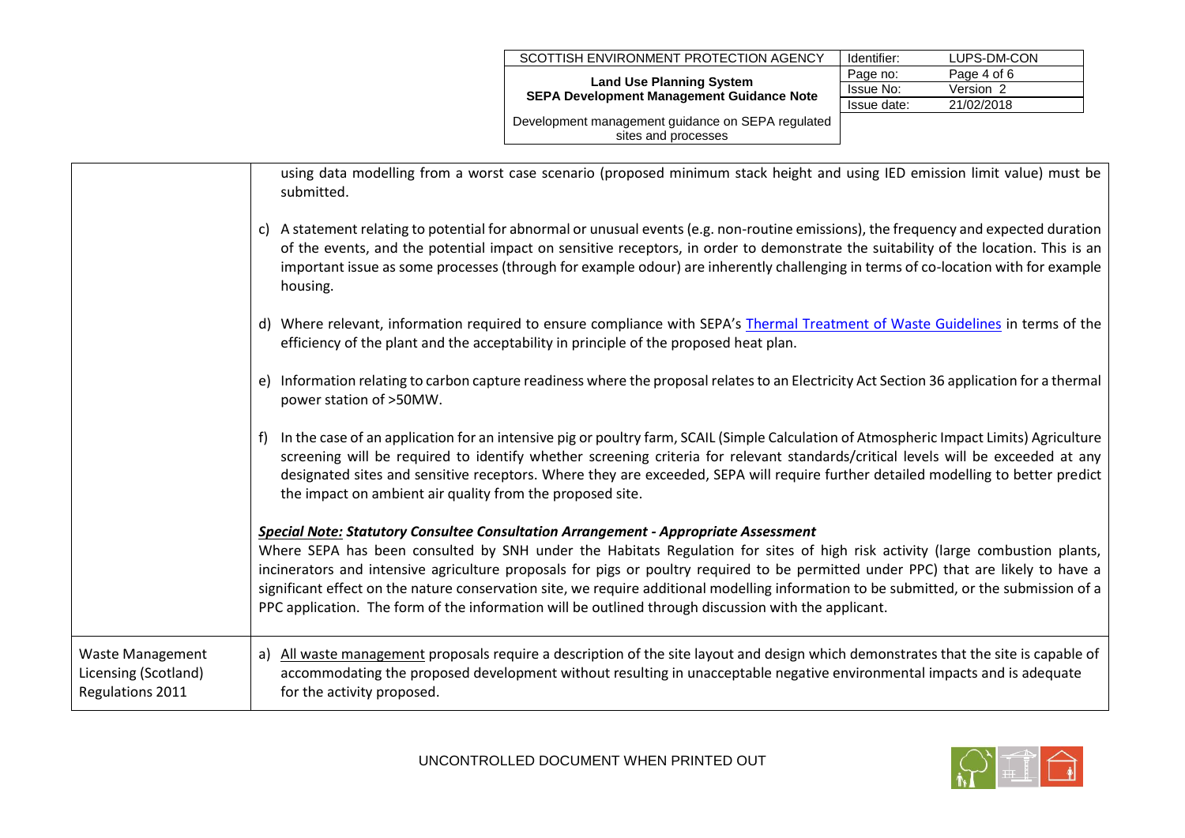| | |
|---|---|
| | using data modelling from a worst case scenario (proposed minimum stack height and using IED emission limit value) must be submitted.<br><br>c) A statement relating to potential for abnormal or unusual events (e.g. non-routine emissions), the frequency and expected duration of the events, and the potential impact on sensitive receptors, in order to demonstrate the suitability of the location. This is an important issue as some processes (through for example odour) are inherently challenging in terms of co-location with for example housing.<br><br>d) Where relevant, information required to ensure compliance with SEPA's Thermal Treatment of Waste Guidelines in terms of the efficiency of the plant and the acceptability in principle of the proposed heat plan.<br><br>e) Information relating to carbon capture readiness where the proposal relates to an Electricity Act Section 36 application for a thermal power station of >50MW.<br><br>f) In the case of an application for an intensive pig or poultry farm, SCAIL (Simple Calculation of Atmospheric Impact Limits) Agriculture screening will be required to identify whether screening criteria for relevant standards/critical levels will be exceeded at any designated sites and sensitive receptors. Where they are exceeded, SEPA will require further detailed modelling to better predict the impact on ambient air quality from the proposed site.<br><br>***Special Note:* Statutory Consultee Consultation Arrangement - Appropriate Assessment**<br>Where SEPA has been consulted by SNH under the Habitats Regulation for sites of high risk activity (large combustion plants, incinerators and intensive agriculture proposals for pigs or poultry required to be permitted under PPC) that are likely to have a significant effect on the nature conservation site, we require additional modelling information to be submitted, or the submission of a PPC application. The form of the information will be outlined through discussion with the applicant. |
| Waste Management Licensing (Scotland) Regulations 2011 | a) All waste management proposals require a description of the site layout and design which demonstrates that the site is capable of accommodating the proposed development without resulting in unacceptable negative environmental impacts and is adequate for the activity proposed. |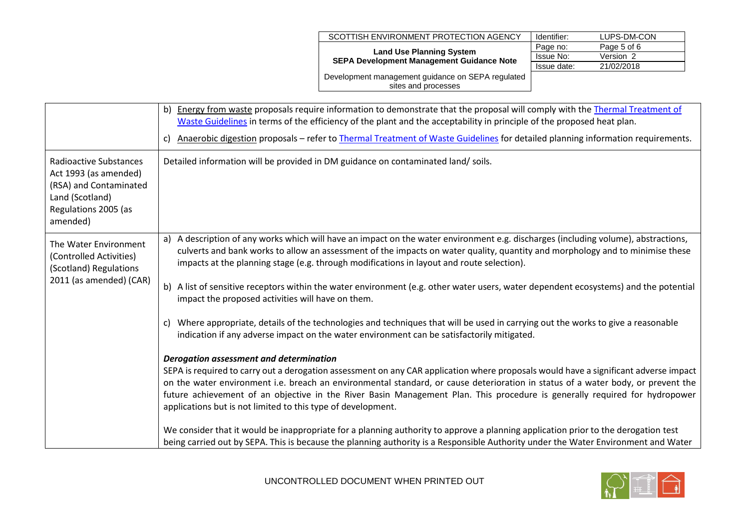| | |
|---|---|
| | b) Energy from waste proposals require information to demonstrate that the proposal will comply with the Thermal Treatment of Waste Guidelines in terms of the efficiency of the plant and the acceptability in principle of the proposed heat plan.<br><br>c) Anaerobic digestion proposals – refer to Thermal Treatment of Waste Guidelines for detailed planning information requirements. |
| Radioactive Substances Act 1993 (as amended) (RSA) and Contaminated Land (Scotland) Regulations 2005 (as amended) | Detailed information will be provided in DM guidance on contaminated land/ soils. |
| The Water Environment (Controlled Activities) (Scotland) Regulations 2011 (as amended) (CAR) | a) A description of any works which will have an impact on the water environment e.g. discharges (including volume), abstractions, culverts and bank works to allow an assessment of the impacts on water quality, quantity and morphology and to minimise these impacts at the planning stage (e.g. through modifications in layout and route selection).<br><br>b) A list of sensitive receptors within the water environment (e.g. other water users, water dependent ecosystems) and the potential impact the proposed activities will have on them.<br><br>c) Where appropriate, details of the technologies and techniques that will be used in carrying out the works to give a reasonable indication if any adverse impact on the water environment can be satisfactorily mitigated.<br><br>***Derogation assessment and determination***<br>SEPA is required to carry out a derogation assessment on any CAR application where proposals would have a significant adverse impact on the water environment i.e. breach an environmental standard, or cause deterioration in status of a water body, or prevent the future achievement of an objective in the River Basin Management Plan. This procedure is generally required for hydropower applications but is not limited to this type of development.<br><br>We consider that it would be inappropriate for a planning authority to approve a planning application prior to the derogation test being carried out by SEPA. This is because the planning authority is a Responsible Authority under the Water Environment and Water |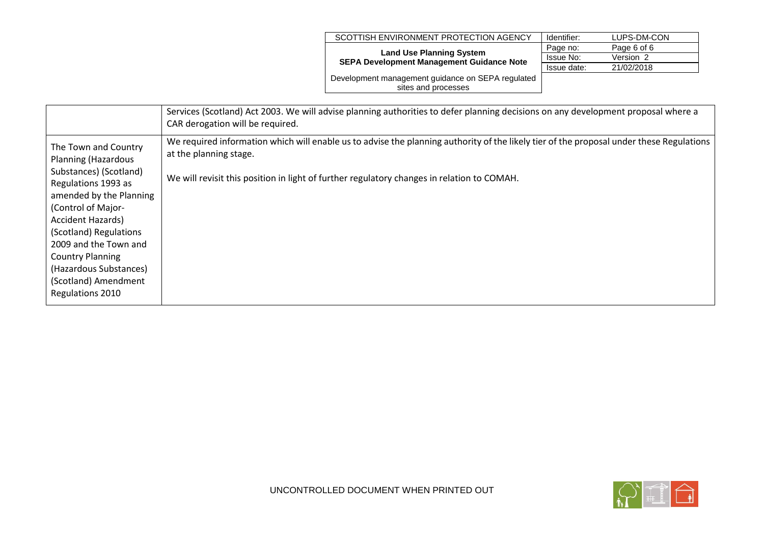| | |
|---|---|
| | Services (Scotland) Act 2003. We will advise planning authorities to defer planning decisions on any development proposal where a CAR derogation will be required. |
| The Town and Country Planning (Hazardous Substances) (Scotland) Regulations 1993 as amended by the Planning (Control of Major-Accident Hazards) (Scotland) Regulations 2009 and the Town and Country Planning (Hazardous Substances) (Scotland) Amendment Regulations 2010 | We required information which will enable us to advise the planning authority of the likely tier of the proposal under these Regulations at the planning stage.<br><br>We will revisit this position in light of further regulatory changes in relation to COMAH. |

UNCONTROLLED DOCUMENT WHEN PRINTED OUT